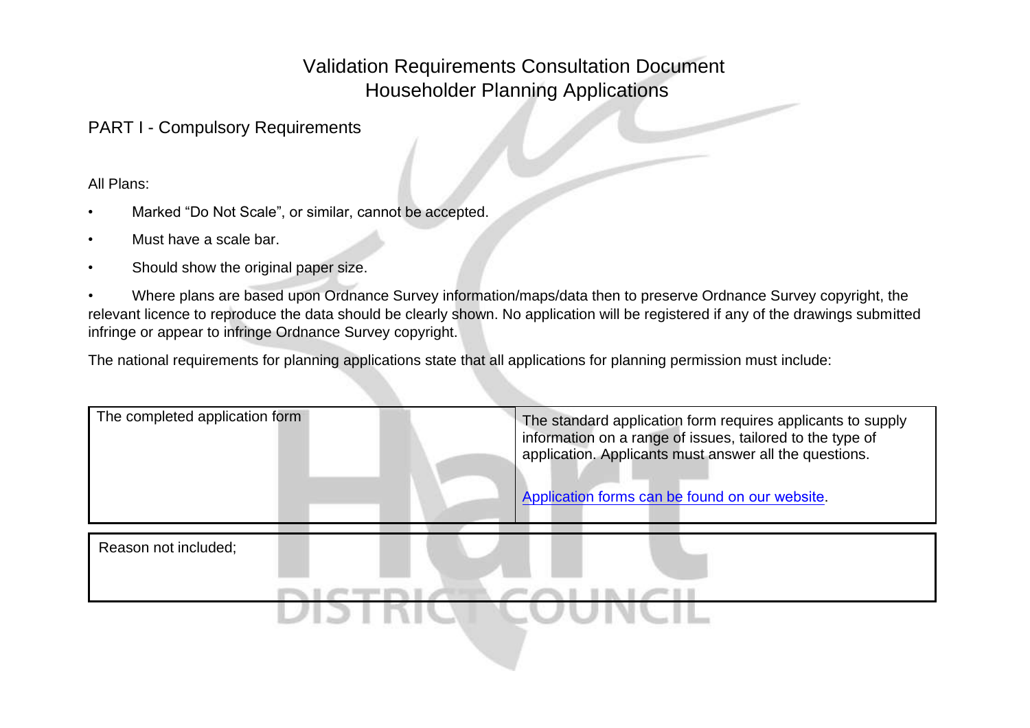# Validation Requirements Consultation Document
## Householder Planning Applications

## PART I - Compulsory Requirements

All Plans:

- Marked "Do Not Scale", or similar, cannot be accepted.
- Must have a scale bar.
- Should show the original paper size.
- Where plans are based upon Ordnance Survey information/maps/data then to preserve Ordnance Survey copyright, the relevant licence to reproduce the data should be clearly shown. No application will be registered if any of the drawings submitted infringe or appear to infringe Ordnance Survey copyright.

The national requirements for planning applications state that all applications for planning permission must include:

| The completed application form | The standard application form requires applicants to supply information on a range of issues, tailored to the type of application. Applicants must answer all the questions.<br><br>Application forms can be found on our website. |
|---|---|

| Reason not included; |
|---|
| |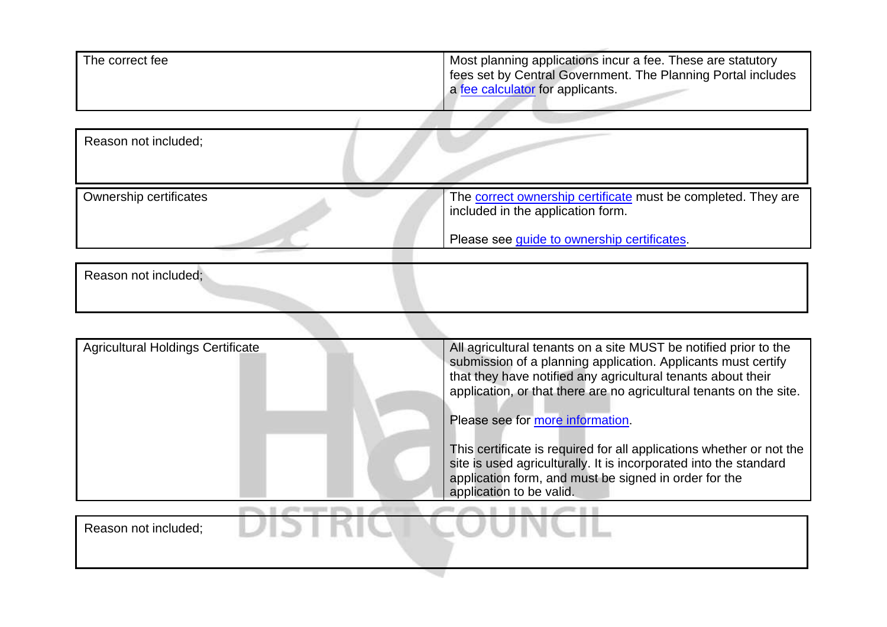| The correct fee | Most planning applications incur a fee. These are statutory fees set by Central Government. The Planning Portal includes a [fee calculator](#) for applicants. |
| --- | --- |

| Reason not included; |
| --- |
| |

| Ownership certificates | The [correct ownership certificate](#) must be completed. They are included in the application form.<br><br>Please see [guide to ownership certificates](#). |
| --- | --- |

| Reason not included; |
| --- |
| |

| Agricultural Holdings Certificate | All agricultural tenants on a site MUST be notified prior to the submission of a planning application. Applicants must certify that they have notified any agricultural tenants about their application, or that there are no agricultural tenants on the site.<br><br>Please see for [more information](#).<br><br>This certificate is required for all applications whether or not the site is used agriculturally. It is incorporated into the standard application form, and must be signed in order for the application to be valid. |
| --- | --- |

| Reason not included; |
| --- |
| |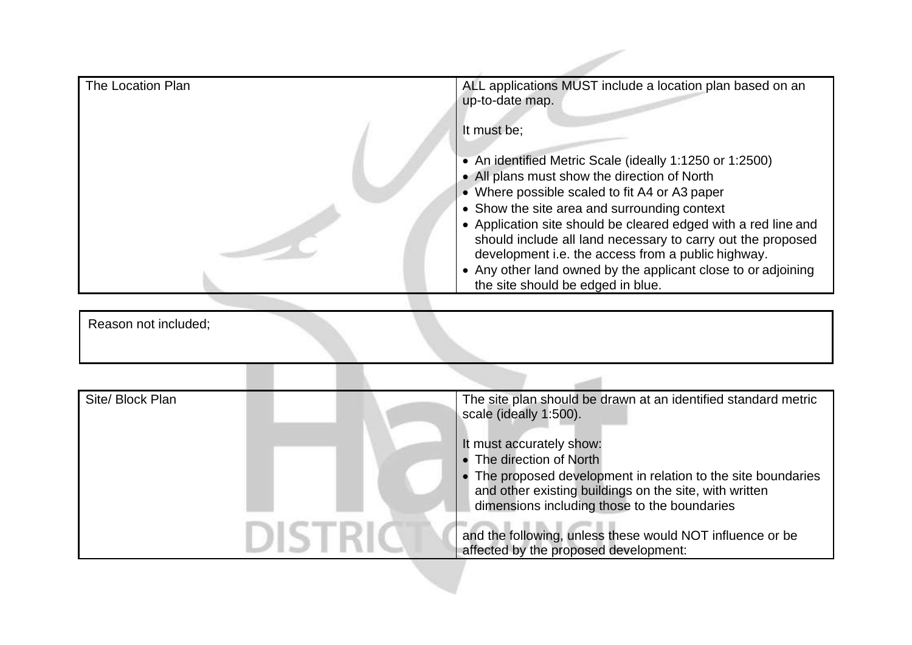| The Location Plan | ALL applications MUST include a location plan based on an up-to-date map.<br><br>It must be;<br><br>• An identified Metric Scale (ideally 1:1250 or 1:2500)<br>• All plans must show the direction of North<br>• Where possible scaled to fit A4 or A3 paper<br>• Show the site area and surrounding context<br>• Application site should be cleared edged with a red line and should include all land necessary to carry out the proposed development i.e. the access from a public highway.<br>• Any other land owned by the applicant close to or adjoining the site should be edged in blue. |
|---|---|

| Reason not included; |
|---|

| Site/ Block Plan | The site plan should be drawn at an identified standard metric scale (ideally 1:500).<br><br>It must accurately show:<br>• The direction of North<br>• The proposed development in relation to the site boundaries and other existing buildings on the site, with written dimensions including those to the boundaries<br><br>and the following, unless these would NOT influence or be affected by the proposed development: |
|---|---|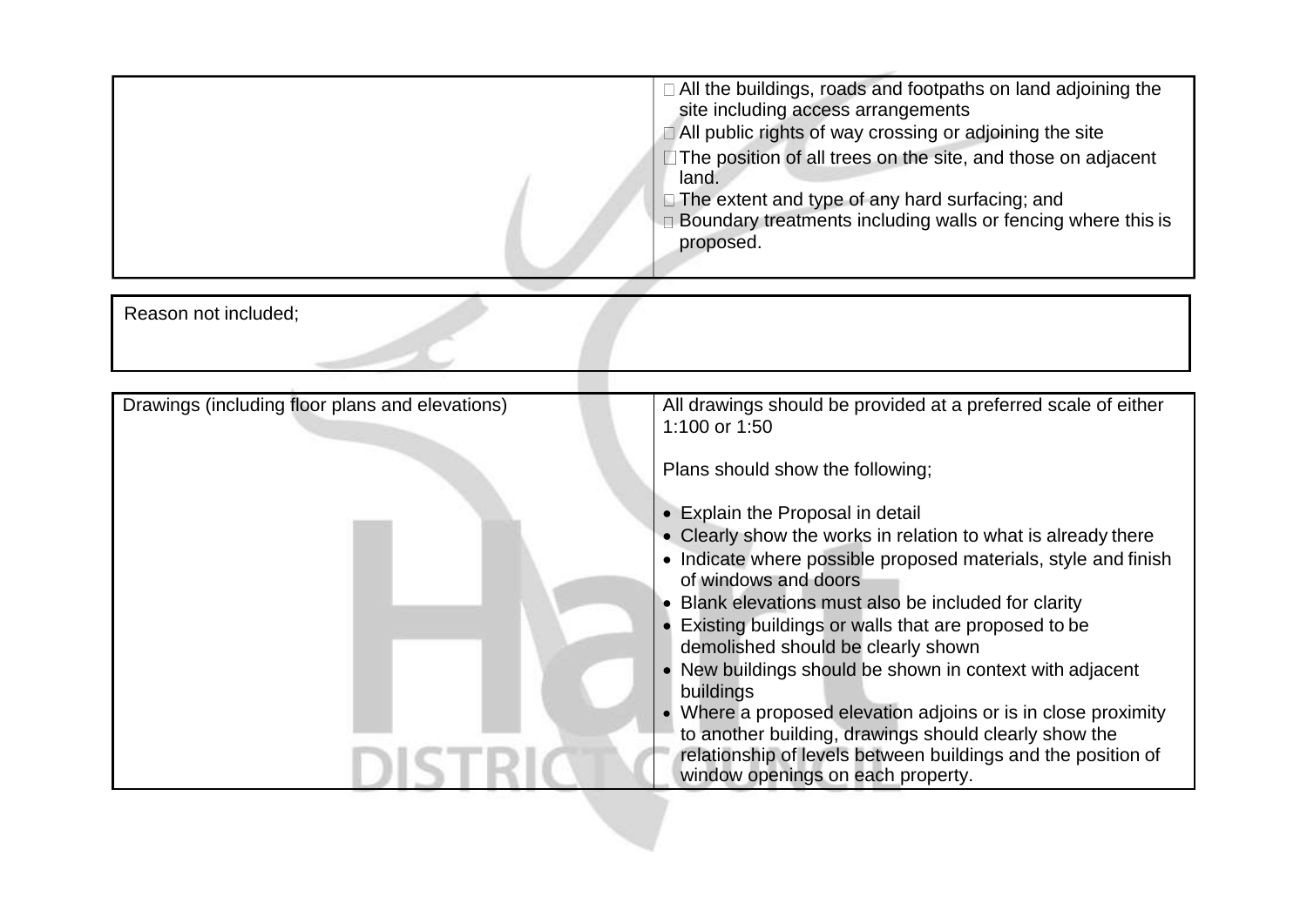| | |
|---|---|
| | - All the buildings, roads and footpaths on land adjoining the site including access arrangements<br>- All public rights of way crossing or adjoining the site<br>- The position of all trees on the site, and those on adjacent land.<br>- The extent and type of any hard surfacing; and<br>- Boundary treatments including walls or fencing where this is proposed. |

| Reason not included; |
|---|
| |

| Drawings (including floor plans and elevations) | All drawings should be provided at a preferred scale of either 1:100 or 1:50<br><br>Plans should show the following;<br><br>• Explain the Proposal in detail<br>• Clearly show the works in relation to what is already there<br>• Indicate where possible proposed materials, style and finish of windows and doors<br>• Blank elevations must also be included for clarity<br>• Existing buildings or walls that are proposed to be demolished should be clearly shown<br>• New buildings should be shown in context with adjacent buildings<br>• Where a proposed elevation adjoins or is in close proximity to another building, drawings should clearly show the relationship of levels between buildings and the position of window openings on each property. |
|---|---|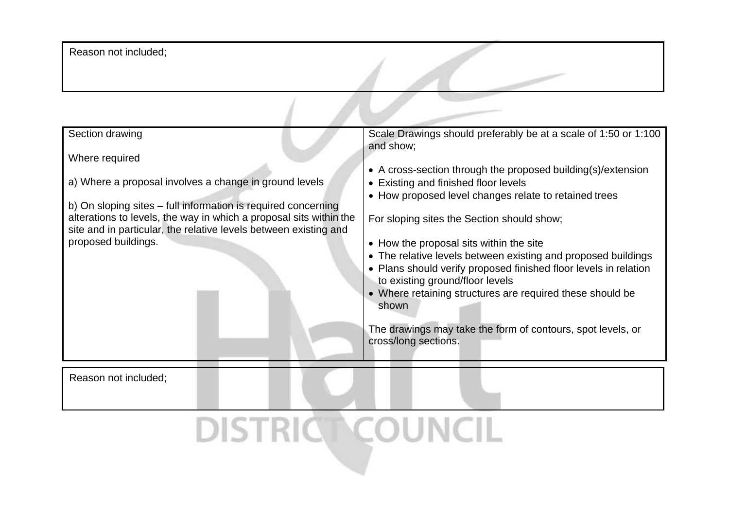| Reason not included; |
|---|

| Section drawing | Scale Drawings should preferably be at a scale of 1:50 or 1:100 and show; |
|---|---|
| Where required<br><br>a) Where a proposal involves a change in ground levels<br><br>b) On sloping sites – full information is required concerning alterations to levels, the way in which a proposal sits within the site and in particular, the relative levels between existing and proposed buildings. | • A cross-section through the proposed building(s)/extension<br>• Existing and finished floor levels<br>• How proposed level changes relate to retained trees<br><br>For sloping sites the Section should show;<br><br>• How the proposal sits within the site<br>• The relative levels between existing and proposed buildings<br>• Plans should verify proposed finished floor levels in relation to existing ground/floor levels<br>• Where retaining structures are required these should be shown<br><br>The drawings may take the form of contours, spot levels, or cross/long sections. |

| Reason not included; |
|---|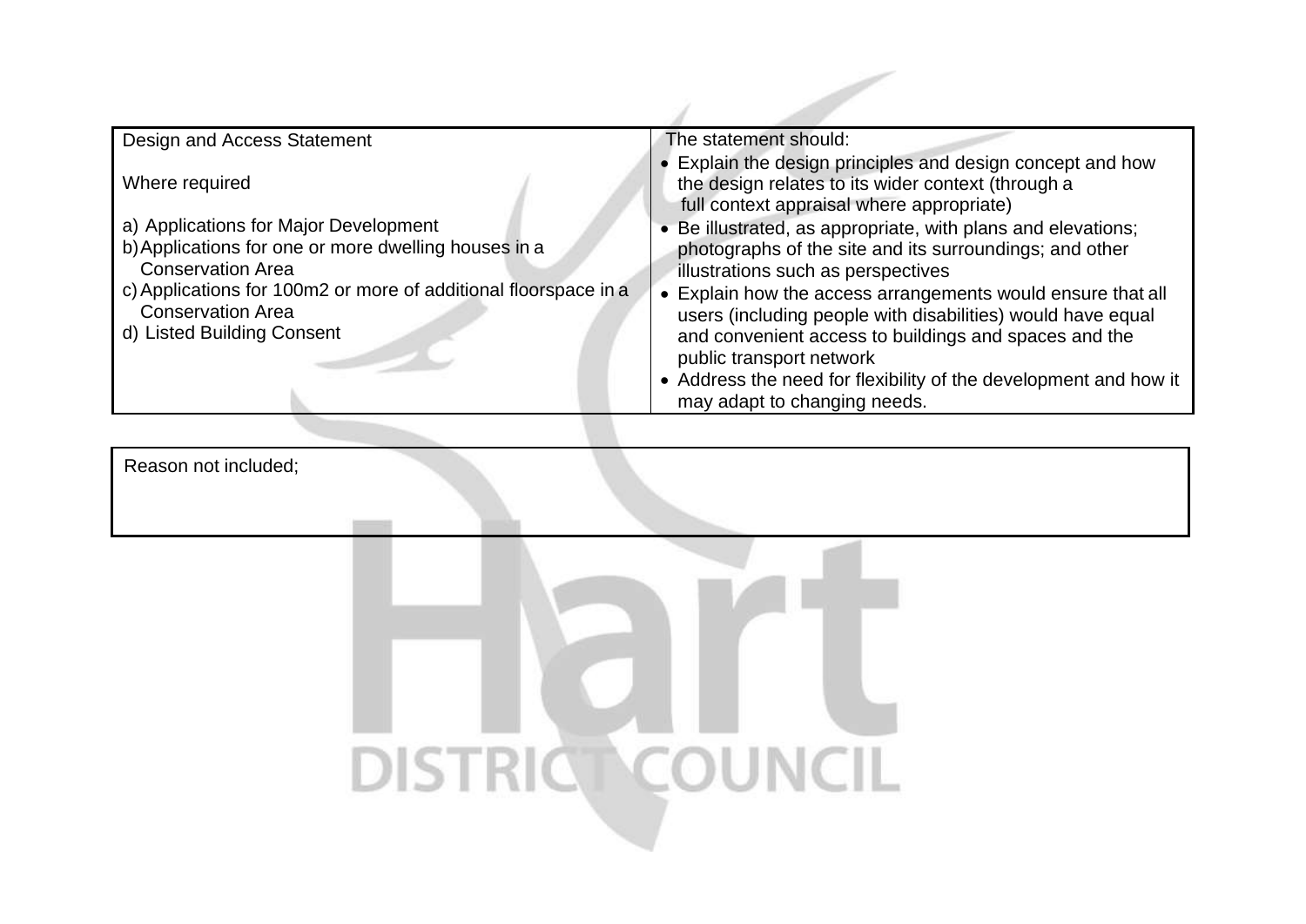| Design and Access Statement<br><br>Where required<br><br>a) Applications for Major Development<br>b) Applications for one or more dwelling houses in a Conservation Area<br>c) Applications for 100m2 or more of additional floorspace in a Conservation Area<br>d) Listed Building Consent | The statement should:<br>• Explain the design principles and design concept and how the design relates to its wider context (through a full context appraisal where appropriate)<br>• Be illustrated, as appropriate, with plans and elevations; photographs of the site and its surroundings; and other illustrations such as perspectives<br>• Explain how the access arrangements would ensure that all users (including people with disabilities) would have equal and convenient access to buildings and spaces and the public transport network<br>• Address the need for flexibility of the development and how it may adapt to changing needs. |
|---|---|

| Reason not included; |
|---|
| |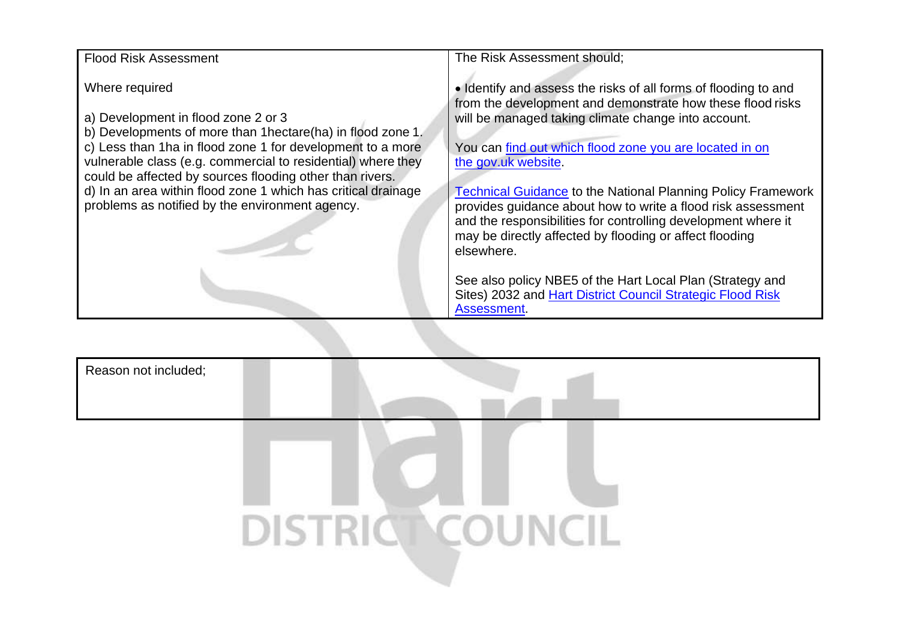| Flood Risk Assessment<br><br>Where required<br><br>a) Development in flood zone 2 or 3<br>b) Developments of more than 1hectare(ha) in flood zone 1.<br>c) Less than 1ha in flood zone 1 for development to a more vulnerable class (e.g. commercial to residential) where they could be affected by sources flooding other than rivers.<br>d) In an area within flood zone 1 which has critical drainage problems as notified by the environment agency. | The Risk Assessment should;<br><br>• Identify and assess the risks of all forms of flooding to and from the development and demonstrate how these flood risks will be managed taking climate change into account.<br><br>You can find out which flood zone you are located in on the gov.uk website.<br><br>Technical Guidance to the National Planning Policy Framework provides guidance about how to write a flood risk assessment and the responsibilities for controlling development where it may be directly affected by flooding or affect flooding elsewhere.<br><br>See also policy NBE5 of the Hart Local Plan (Strategy and Sites) 2032 and Hart District Council Strategic Flood Risk Assessment. |
|---|---|

| Reason not included; |
|---|
| |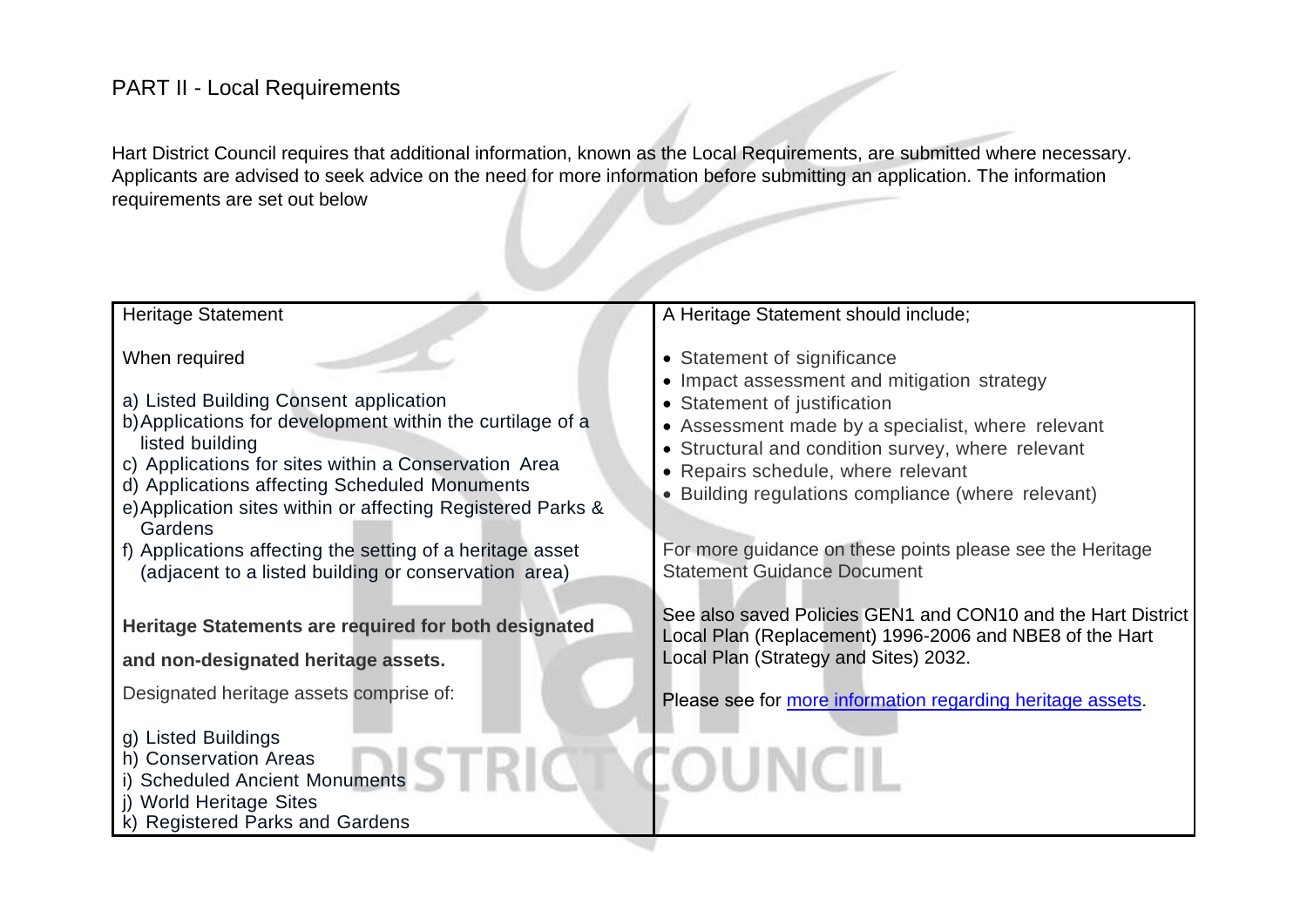## PART II - Local Requirements

Hart District Council requires that additional information, known as the Local Requirements, are submitted where necessary. Applicants are advised to seek advice on the need for more information before submitting an application. The information requirements are set out below

| Heritage Statement | A Heritage Statement should include; |
|---|---|
| When required<br><br>a) Listed Building Consent application<br>b) Applications for development within the curtilage of a listed building<br>c) Applications for sites within a Conservation Area<br>d) Applications affecting Scheduled Monuments<br>e) Application sites within or affecting Registered Parks & Gardens<br>f) Applications affecting the setting of a heritage asset (adjacent to a listed building or conservation area)<br><br>**Heritage Statements are required for both designated and non-designated heritage assets.**<br><br>Designated heritage assets comprise of:<br><br>g) Listed Buildings<br>h) Conservation Areas<br>i) Scheduled Ancient Monuments<br>j) World Heritage Sites<br>k) Registered Parks and Gardens | • Statement of significance<br>• Impact assessment and mitigation strategy<br>• Statement of justification<br>• Assessment made by a specialist, where relevant<br>• Structural and condition survey, where relevant<br>• Repairs schedule, where relevant<br>• Building regulations compliance (where relevant)<br><br>For more guidance on these points please see the Heritage Statement Guidance Document<br><br>See also saved Policies GEN1 and CON10 and the Hart District Local Plan (Replacement) 1996-2006 and NBE8 of the Hart Local Plan (Strategy and Sites) 2032.<br><br>Please see for more information regarding heritage assets. |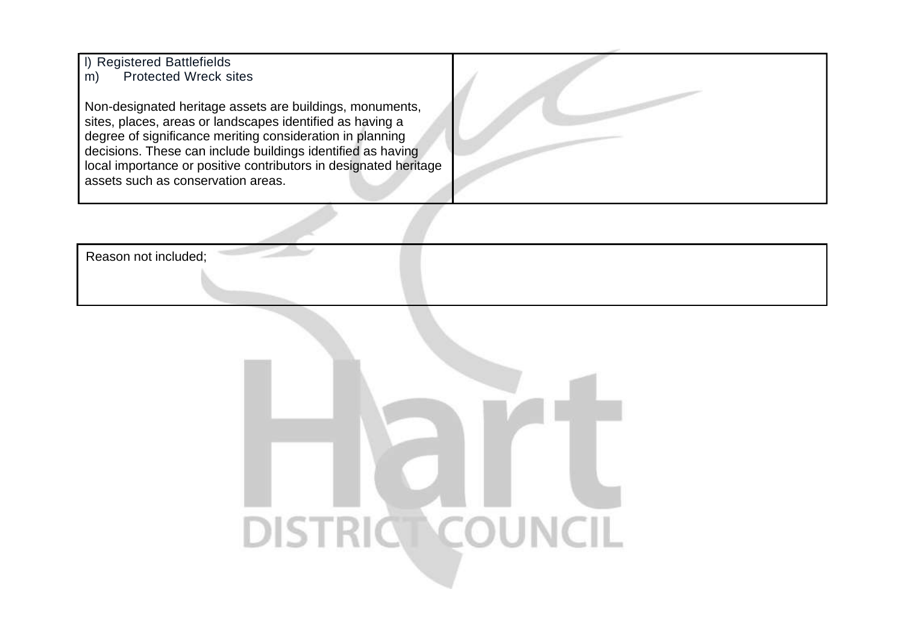| l) Registered Battlefields<br>m) Protected Wreck sites<br><br>Non-designated heritage assets are buildings, monuments, sites, places, areas or landscapes identified as having a degree of significance meriting consideration in planning decisions. These can include buildings identified as having local importance or positive contributors in designated heritage assets such as conservation areas. | |
|---|---|

| Reason not included; |
|---|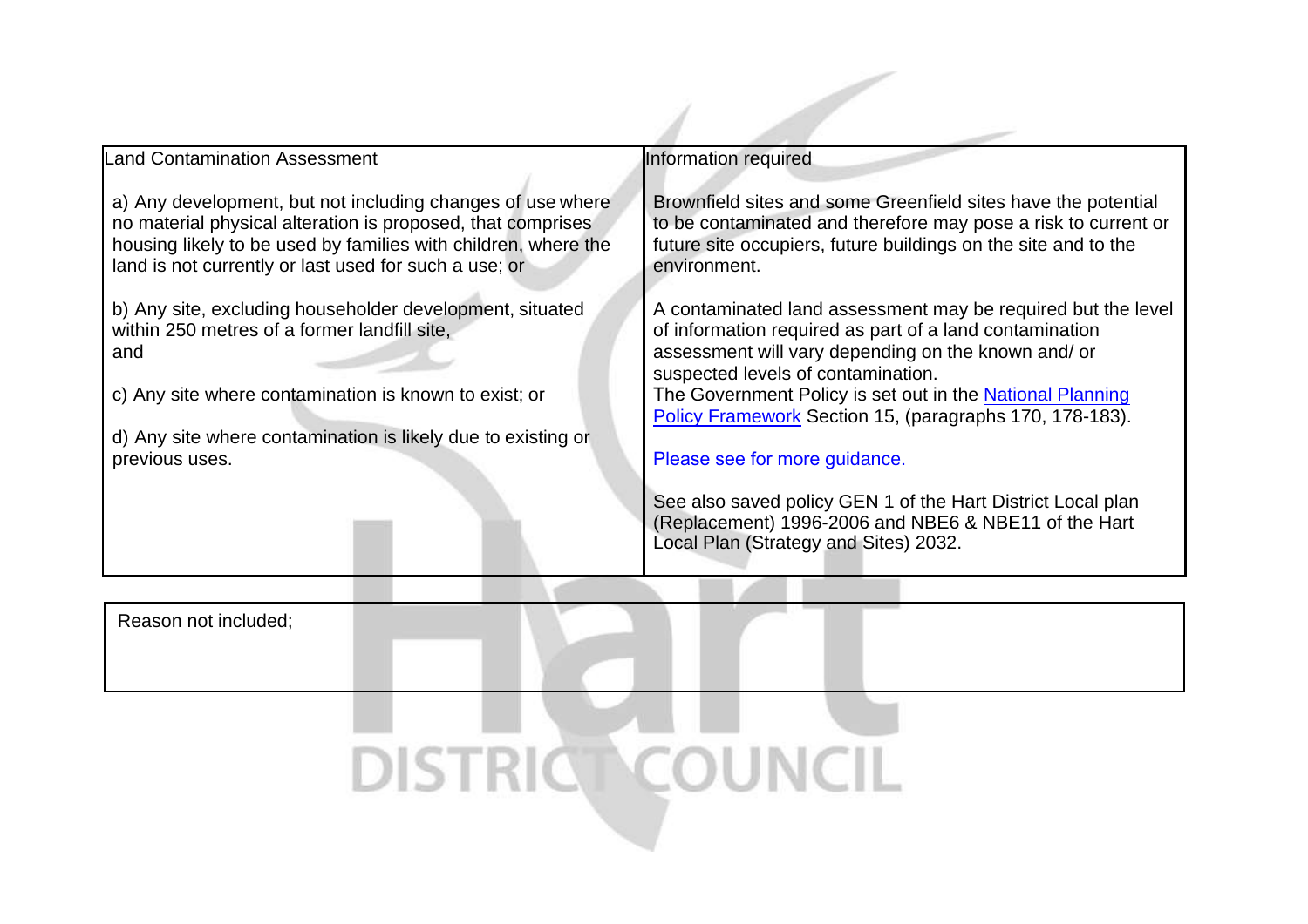| Land Contamination Assessment | Information required |
|---|---|
| a) Any development, but not including changes of use where no material physical alteration is proposed, that comprises housing likely to be used by families with children, where the land is not currently or last used for such a use; or<br><br>b) Any site, excluding householder development, situated within 250 metres of a former landfill site,<br>and<br><br>c) Any site where contamination is known to exist; or<br><br>d) Any site where contamination is likely due to existing or previous uses. | Brownfield sites and some Greenfield sites have the potential to be contaminated and therefore may pose a risk to current or future site occupiers, future buildings on the site and to the environment.<br><br>A contaminated land assessment may be required but the level of information required as part of a land contamination assessment will vary depending on the known and/ or suspected levels of contamination.<br>The Government Policy is set out in the National Planning Policy Framework Section 15, (paragraphs 170, 178-183).<br><br>Please see for more guidance.<br><br>See also saved policy GEN 1 of the Hart District Local plan (Replacement) 1996-2006 and NBE6 & NBE11 of the Hart Local Plan (Strategy and Sites) 2032. |

| Reason not included; |
|---|
| |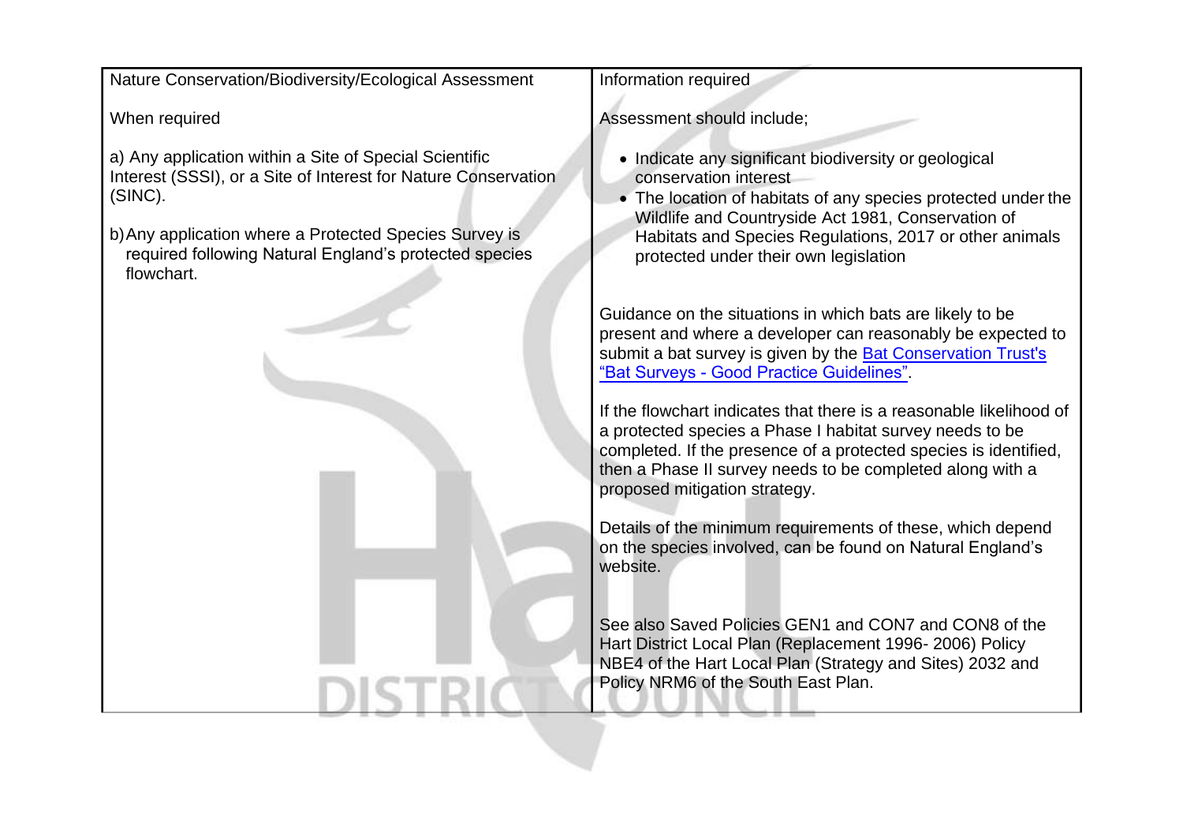| Nature Conservation/Biodiversity/Ecological Assessment | Information required |
|---|---|
| When required<br><br>a) Any application within a Site of Special Scientific Interest (SSSI), or a Site of Interest for Nature Conservation (SINC).<br><br>b) Any application where a Protected Species Survey is required following Natural England's protected species flowchart. | Assessment should include;<br><br>• Indicate any significant biodiversity or geological conservation interest<br>• The location of habitats of any species protected under the Wildlife and Countryside Act 1981, Conservation of Habitats and Species Regulations, 2017 or other animals protected under their own legislation<br><br>Guidance on the situations in which bats are likely to be present and where a developer can reasonably be expected to submit a bat survey is given by the Bat Conservation Trust's "Bat Surveys - Good Practice Guidelines".<br><br>If the flowchart indicates that there is a reasonable likelihood of a protected species a Phase I habitat survey needs to be completed. If the presence of a protected species is identified, then a Phase II survey needs to be completed along with a proposed mitigation strategy.<br><br>Details of the minimum requirements of these, which depend on the species involved, can be found on Natural England's website.<br><br>See also Saved Policies GEN1 and CON7 and CON8 of the Hart District Local Plan (Replacement 1996- 2006) Policy NBE4 of the Hart Local Plan (Strategy and Sites) 2032 and Policy NRM6 of the South East Plan. |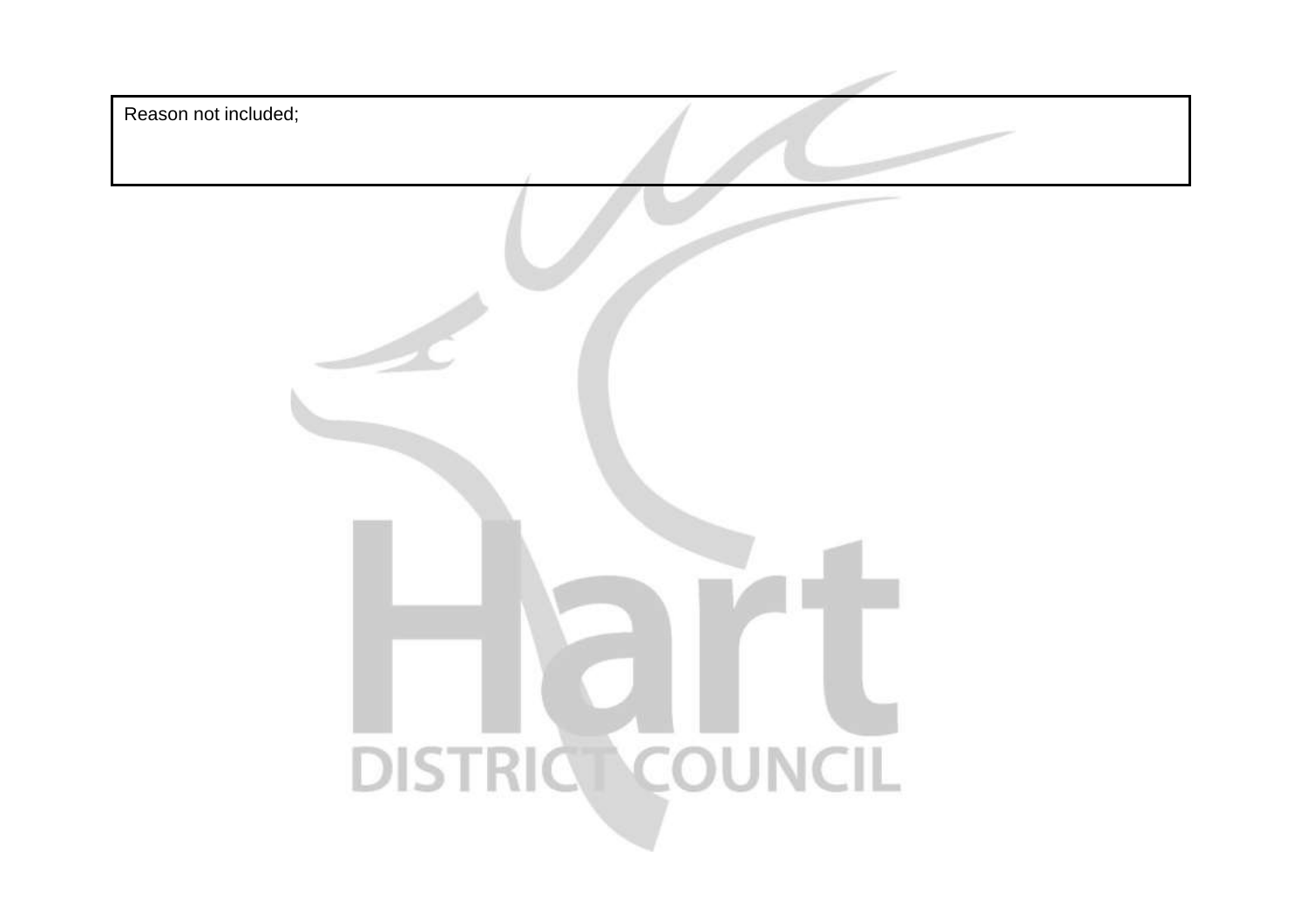| Reason not included; |
| --- |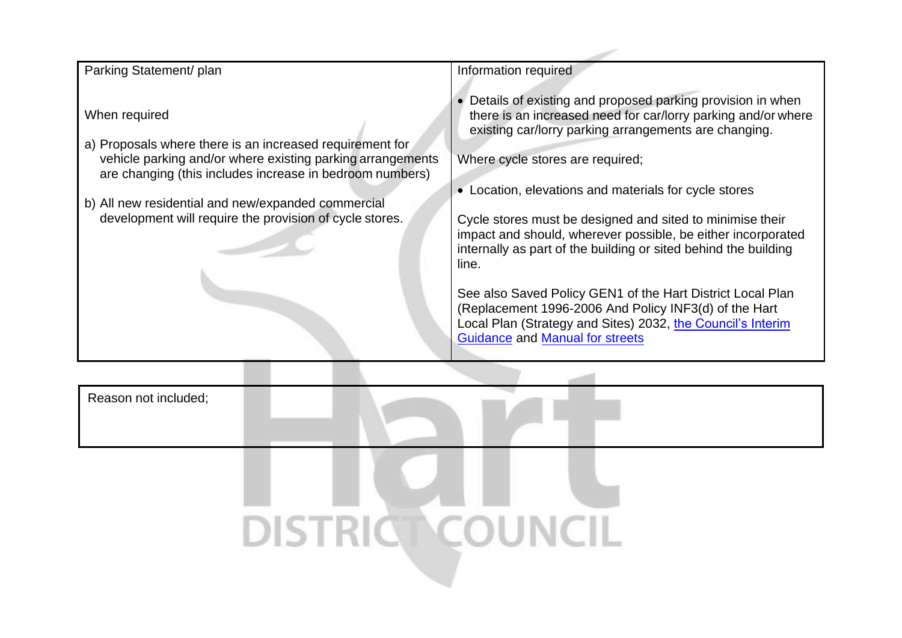| Parking Statement/ plan | Information required |
| --- | --- |
| When required<br><br>a) Proposals where there is an increased requirement for vehicle parking and/or where existing parking arrangements are changing (this includes increase in bedroom numbers)<br><br>b) All new residential and new/expanded commercial development will require the provision of cycle stores. | • Details of existing and proposed parking provision in when there is an increased need for car/lorry parking and/or where existing car/lorry parking arrangements are changing.<br><br>Where cycle stores are required;<br><br>• Location, elevations and materials for cycle stores<br><br>Cycle stores must be designed and sited to minimise their impact and should, wherever possible, be either incorporated internally as part of the building or sited behind the building line.<br><br>See also Saved Policy GEN1 of the Hart District Local Plan (Replacement 1996-2006 And Policy INF3(d) of the Hart Local Plan (Strategy and Sites) 2032, the Council's Interim Guidance and Manual for streets |

| Reason not included; |
| --- |
| |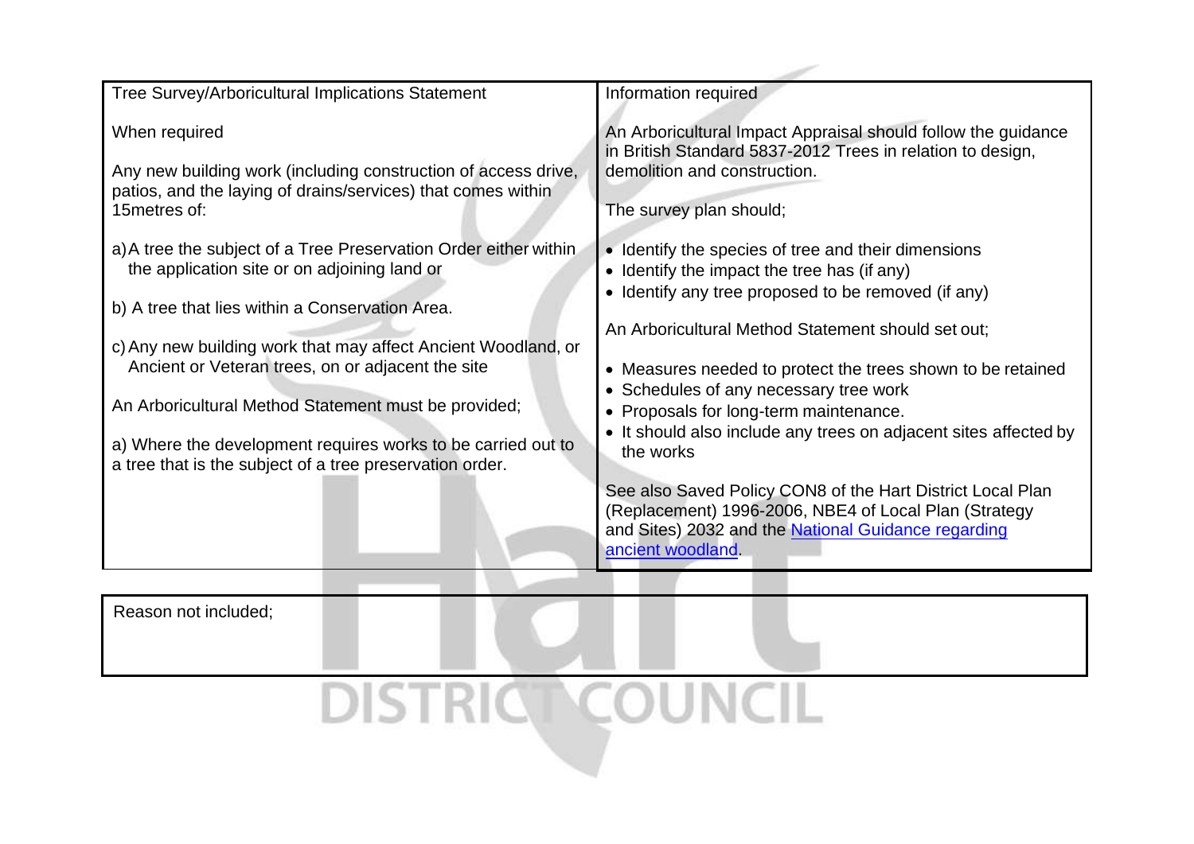| Tree Survey/Arboricultural Implications Statement | Information required |
| --- | --- |
| When required<br><br>Any new building work (including construction of access drive, patios, and the laying of drains/services) that comes within 15metres of:<br><br>a) A tree the subject of a Tree Preservation Order either within the application site or on adjoining land or<br><br>b) A tree that lies within a Conservation Area.<br><br>c) Any new building work that may affect Ancient Woodland, or Ancient or Veteran trees, on or adjacent the site<br><br>An Arboricultural Method Statement must be provided;<br><br>a) Where the development requires works to be carried out to a tree that is the subject of a tree preservation order. | An Arboricultural Impact Appraisal should follow the guidance in British Standard 5837-2012 Trees in relation to design, demolition and construction.<br><br>The survey plan should;<br><br>• Identify the species of tree and their dimensions<br>• Identify the impact the tree has (if any)<br>• Identify any tree proposed to be removed (if any)<br><br>An Arboricultural Method Statement should set out;<br><br>• Measures needed to protect the trees shown to be retained<br>• Schedules of any necessary tree work<br>• Proposals for long-term maintenance.<br>• It should also include any trees on adjacent sites affected by the works<br><br>See also Saved Policy CON8 of the Hart District Local Plan (Replacement) 1996-2006, NBE4 of Local Plan (Strategy and Sites) 2032 and the National Guidance regarding ancient woodland. |

| Reason not included; |
| --- |
| |